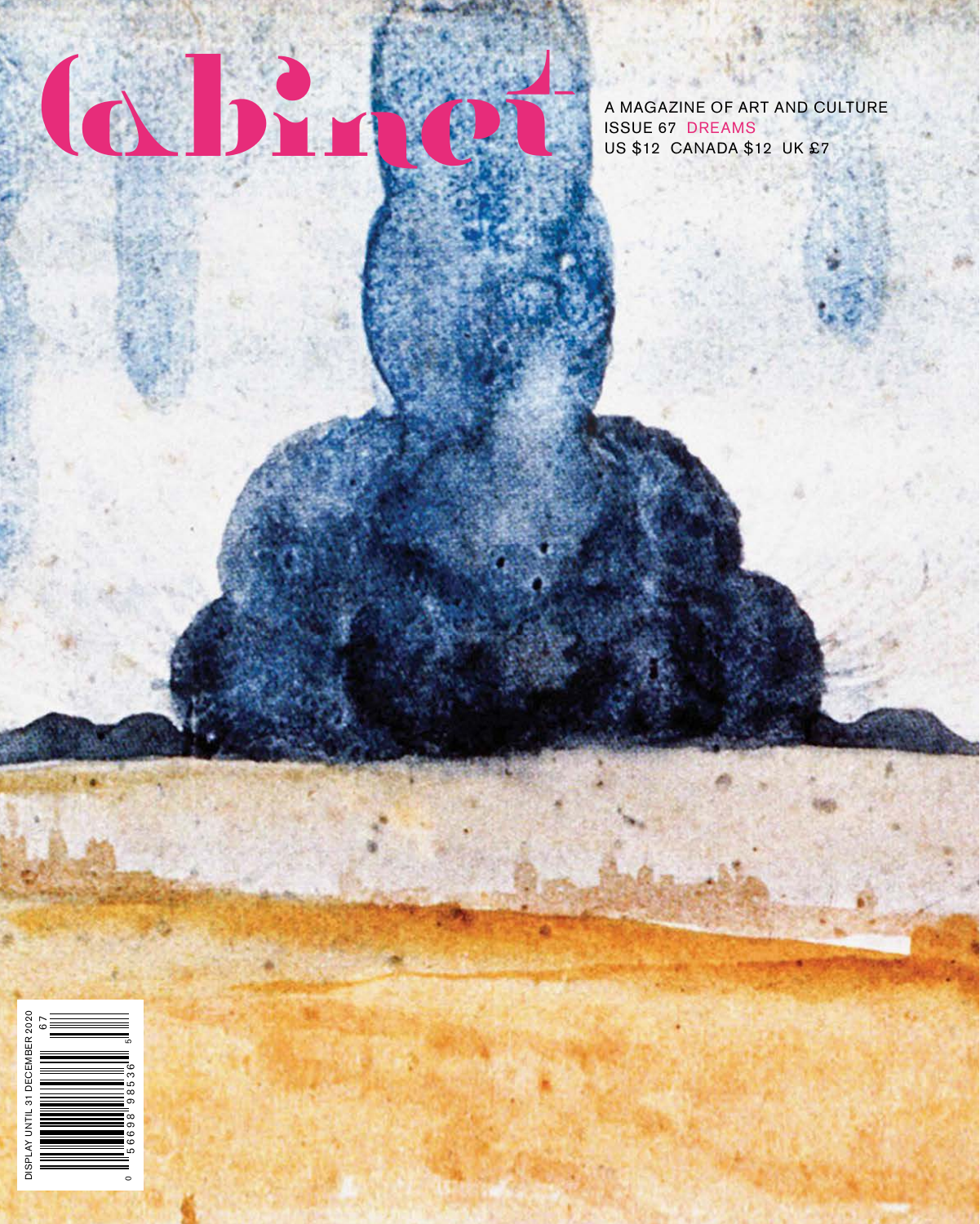# Cabinet

A MAGAZINE OF ART AND CULTURE
ISSUE 67 DREAMS
US $12 CANADA $12 UK £7

DISPLAY UNTIL 31 DECEMBER 2020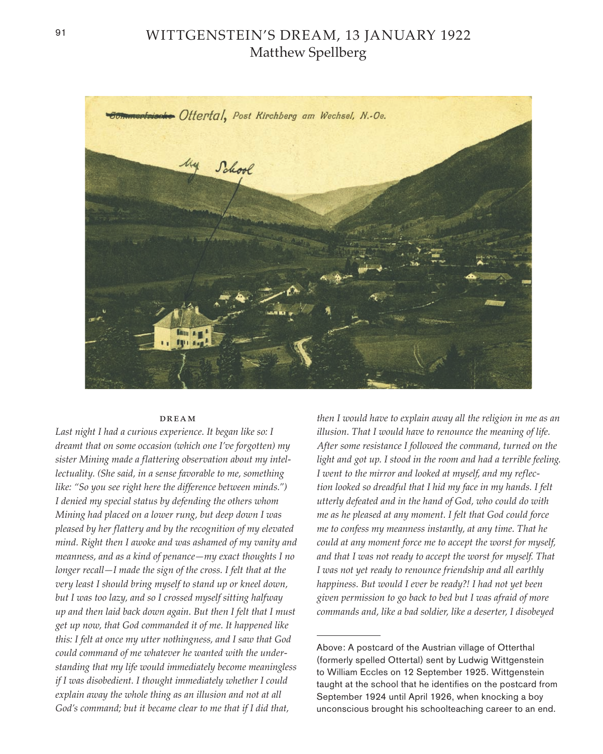# WITTGENSTEIN'S DREAM, 13 JANUARY 1922
Matthew Spellberg

### DREAM

*Last night I had a curious experience. It began like so: I dreamt that on some occasion (which one I've forgotten) my sister Mining made a flattering observation about my intellectuality. (She said, in a sense favorable to me, something like: "So you see right here the difference between minds.") I denied my special status by defending the others whom Mining had placed on a lower rung, but deep down I was pleased by her flattery and by the recognition of my elevated mind. Right then I awoke and was ashamed of my vanity and meanness, and as a kind of penance—my exact thoughts I no longer recall—I made the sign of the cross. I felt that at the very least I should bring myself to stand up or kneel down, but I was too lazy, and so I crossed myself sitting halfway up and then laid back down again. But then I felt that I must get up now, that God commanded it of me. It happened like this: I felt at once my utter nothingness, and I saw that God could command of me whatever he wanted with the understanding that my life would immediately become meaningless if I was disobedient. I thought immediately whether I could explain away the whole thing as an illusion and not at all God's command; but it became clear to me that if I did that, then I would have to explain away all the religion in me as an illusion. That I would have to renounce the meaning of life. After some resistance I followed the command, turned on the light and got up. I stood in the room and had a terrible feeling. I went to the mirror and looked at myself, and my reflection looked so dreadful that I hid my face in my hands. I felt utterly defeated and in the hand of God, who could do with me as he pleased at any moment. I felt that God could force me to confess my meanness instantly, at any time. That he could at any moment force me to accept the worst for myself, and that I was not ready to accept the worst for myself. That I was not yet ready to renounce friendship and all earthly happiness. But would I ever be ready?! I had not yet been given permission to go back to bed but I was afraid of more commands and, like a bad soldier, like a deserter, I disobeyed*

---

Above: A postcard of the Austrian village of Otterthal (formerly spelled Ottertal) sent by Ludwig Wittgenstein to William Eccles on 12 September 1925. Wittgenstein taught at the school that he identifies on the postcard from September 1924 until April 1926, when knocking a boy unconscious brought his schoolteaching career to an end.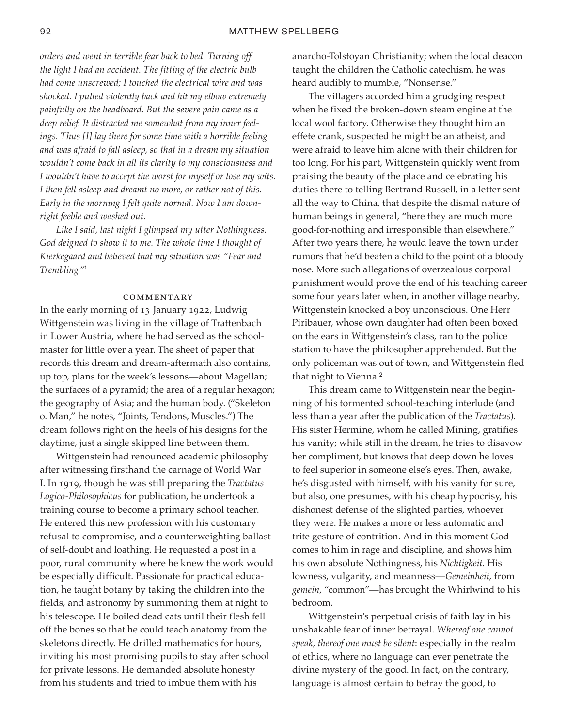*orders and went in terrible fear back to bed. Turning off the light I had an accident. The fitting of the electric bulb had come unscrewed; I touched the electrical wire and was shocked. I pulled violently back and hit my elbow extremely painfully on the headboard. But the severe pain came as a deep relief. It distracted me somewhat from my inner feelings. Thus [I] lay there for some time with a horrible feeling and was afraid to fall asleep, so that in a dream my situation wouldn't come back in all its clarity to my consciousness and I wouldn't have to accept the worst for myself or lose my wits. I then fell asleep and dreamt no more, or rather not of this. Early in the morning I felt quite normal. Now I am downright feeble and washed out.*

*Like I said, last night I glimpsed my utter Nothingness. God deigned to show it to me. The whole time I thought of Kierkegaard and believed that my situation was "Fear and Trembling."*[1]

### COMMENTARY

In the early morning of 13 January 1922, Ludwig Wittgenstein was living in the village of Trattenbach in Lower Austria, where he had served as the schoolmaster for little over a year. The sheet of paper that records this dream and dream-aftermath also contains, up top, plans for the week's lessons—about Magellan; the surfaces of a pyramid; the area of a regular hexagon; the geography of Asia; and the human body. ("Skeleton o. Man," he notes, "Joints, Tendons, Muscles.") The dream follows right on the heels of his designs for the daytime, just a single skipped line between them.

Wittgenstein had renounced academic philosophy after witnessing firsthand the carnage of World War I. In 1919, though he was still preparing the *Tractatus Logico-Philosophicus* for publication, he undertook a training course to become a primary school teacher. He entered this new profession with his customary refusal to compromise, and a counterweighting ballast of self-doubt and loathing. He requested a post in a poor, rural community where he knew the work would be especially difficult. Passionate for practical education, he taught botany by taking the children into the fields, and astronomy by summoning them at night to his telescope. He boiled dead cats until their flesh fell off the bones so that he could teach anatomy from the skeletons directly. He drilled mathematics for hours, inviting his most promising pupils to stay after school for private lessons. He demanded absolute honesty from his students and tried to imbue them with his anarcho-Tolstoyan Christianity; when the local deacon taught the children the Catholic catechism, he was heard audibly to mumble, "Nonsense."

The villagers accorded him a grudging respect when he fixed the broken-down steam engine at the local wool factory. Otherwise they thought him an effete crank, suspected he might be an atheist, and were afraid to leave him alone with their children for too long. For his part, Wittgenstein quickly went from praising the beauty of the place and celebrating his duties there to telling Bertrand Russell, in a letter sent all the way to China, that despite the dismal nature of human beings in general, "here they are much more good-for-nothing and irresponsible than elsewhere." After two years there, he would leave the town under rumors that he'd beaten a child to the point of a bloody nose. More such allegations of overzealous corporal punishment would prove the end of his teaching career some four years later when, in another village nearby, Wittgenstein knocked a boy unconscious. One Herr Piribauer, whose own daughter had often been boxed on the ears in Wittgenstein's class, ran to the police station to have the philosopher apprehended. But the only policeman was out of town, and Wittgenstein fled that night to Vienna.[2]

This dream came to Wittgenstein near the beginning of his tormented school-teaching interlude (and less than a year after the publication of the *Tractatus*). His sister Hermine, whom he called Mining, gratifies his vanity; while still in the dream, he tries to disavow her compliment, but knows that deep down he loves to feel superior in someone else's eyes. Then, awake, he's disgusted with himself, with his vanity for sure, but also, one presumes, with his cheap hypocrisy, his dishonest defense of the slighted parties, whoever they were. He makes a more or less automatic and trite gesture of contrition. And in this moment God comes to him in rage and discipline, and shows him his own absolute Nothingness, his *Nichtigkeit*. His lowness, vulgarity, and meanness—*Gemeinheit*, from *gemein*, "common"—has brought the Whirlwind to his bedroom.

Wittgenstein's perpetual crisis of faith lay in his unshakable fear of inner betrayal. *Whereof one cannot speak, thereof one must be silent*: especially in the realm of ethics, where no language can ever penetrate the divine mystery of the good. In fact, on the contrary, language is almost certain to betray the good, to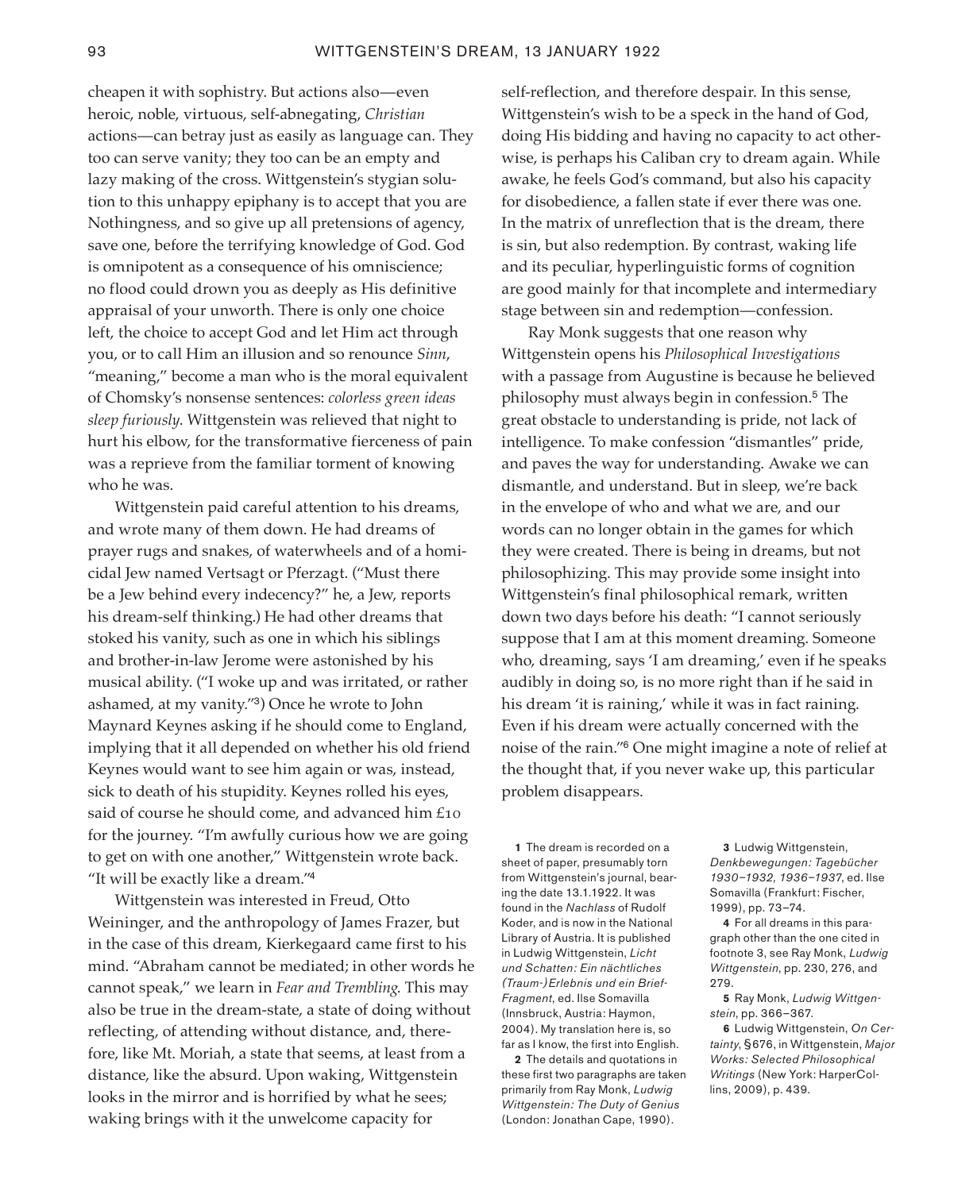cheapen it with sophistry. But actions also—even heroic, noble, virtuous, self-abnegating, *Christian* actions—can betray just as easily as language can. They too can serve vanity; they too can be an empty and lazy making of the cross. Wittgenstein's stygian solution to this unhappy epiphany is to accept that you are Nothingness, and so give up all pretensions of agency, save one, before the terrifying knowledge of God. God is omnipotent as a consequence of his omniscience; no flood could drown you as deeply as His definitive appraisal of your unworth. There is only one choice left, the choice to accept God and let Him act through you, or to call Him an illusion and so renounce *Sinn*, "meaning," become a man who is the moral equivalent of Chomsky's nonsense sentences: *colorless green ideas sleep furiously*. Wittgenstein was relieved that night to hurt his elbow, for the transformative fierceness of pain was a reprieve from the familiar torment of knowing who he was.

Wittgenstein paid careful attention to his dreams, and wrote many of them down. He had dreams of prayer rugs and snakes, of waterwheels and of a homicidal Jew named Vertsagt or Pferzagt. ("Must there be a Jew behind every indecency?" he, a Jew, reports his dream-self thinking.) He had other dreams that stoked his vanity, such as one in which his siblings and brother-in-law Jerome were astonished by his musical ability. ("I woke up and was irritated, or rather ashamed, at my vanity."[3]) Once he wrote to John Maynard Keynes asking if he should come to England, implying that it all depended on whether his old friend Keynes would want to see him again or was, instead, sick to death of his stupidity. Keynes rolled his eyes, said of course he should come, and advanced him £10 for the journey. "I'm awfully curious how we are going to get on with one another," Wittgenstein wrote back. "It will be exactly like a dream."[4]

Wittgenstein was interested in Freud, Otto Weininger, and the anthropology of James Frazer, but in the case of this dream, Kierkegaard came first to his mind. "Abraham cannot be mediated; in other words he cannot speak," we learn in *Fear and Trembling*. This may also be true in the dream-state, a state of doing without reflecting, of attending without distance, and, therefore, like Mt. Moriah, a state that seems, at least from a distance, like the absurd. Upon waking, Wittgenstein looks in the mirror and is horrified by what he sees; waking brings with it the unwelcome capacity for self-reflection, and therefore despair. In this sense, Wittgenstein's wish to be a speck in the hand of God, doing His bidding and having no capacity to act otherwise, is perhaps his Caliban cry to dream again. While awake, he feels God's command, but also his capacity for disobedience, a fallen state if ever there was one. In the matrix of unreflection that is the dream, there is sin, but also redemption. By contrast, waking life and its peculiar, hyperlinguistic forms of cognition are good mainly for that incomplete and intermediary stage between sin and redemption—confession.

Ray Monk suggests that one reason why Wittgenstein opens his *Philosophical Investigations* with a passage from Augustine is because he believed philosophy must always begin in confession.[5] The great obstacle to understanding is pride, not lack of intelligence. To make confession "dismantles" pride, and paves the way for understanding. Awake we can dismantle, and understand. But in sleep, we're back in the envelope of who and what we are, and our words can no longer obtain in the games for which they were created. There is being in dreams, but not philosophizing. This may provide some insight into Wittgenstein's final philosophical remark, written down two days before his death: "I cannot seriously suppose that I am at this moment dreaming. Someone who, dreaming, says 'I am dreaming,' even if he speaks audibly in doing so, is no more right than if he said in his dream 'it is raining,' while it was in fact raining. Even if his dream were actually concerned with the noise of the rain."[6] One might imagine a note of relief at the thought that, if you never wake up, this particular problem disappears.

---

**1** The dream is recorded on a sheet of paper, presumably torn from Wittgenstein's journal, bearing the date 13.1.1922. It was found in the *Nachlass* of Rudolf Koder, and is now in the National Library of Austria. It is published in Ludwig Wittgenstein, *Licht und Schatten: Ein nächtliches (Traum-)Erlebnis und ein Brief-Fragment*, ed. Ilse Somavilla (Innsbruck, Austria: Haymon, 2004). My translation here is, so far as I know, the first into English.

**2** The details and quotations in these first two paragraphs are taken primarily from Ray Monk, *Ludwig Wittgenstein: The Duty of Genius* (London: Jonathan Cape, 1990).

**3** Ludwig Wittgenstein, *Denkbewegungen: Tagebücher 1930–1932, 1936–1937*, ed. Ilse Somavilla (Frankfurt: Fischer, 1999), pp. 73–74.

**4** For all dreams in this paragraph other than the one cited in footnote 3, see Ray Monk, *Ludwig Wittgenstein*, pp. 230, 276, and 279.

**5** Ray Monk, *Ludwig Wittgenstein*, pp. 366–367.

**6** Ludwig Wittgenstein, *On Certainty*, §676, in Wittgenstein, *Major Works: Selected Philosophical Writings* (New York: HarperCollins, 2009), p. 439.